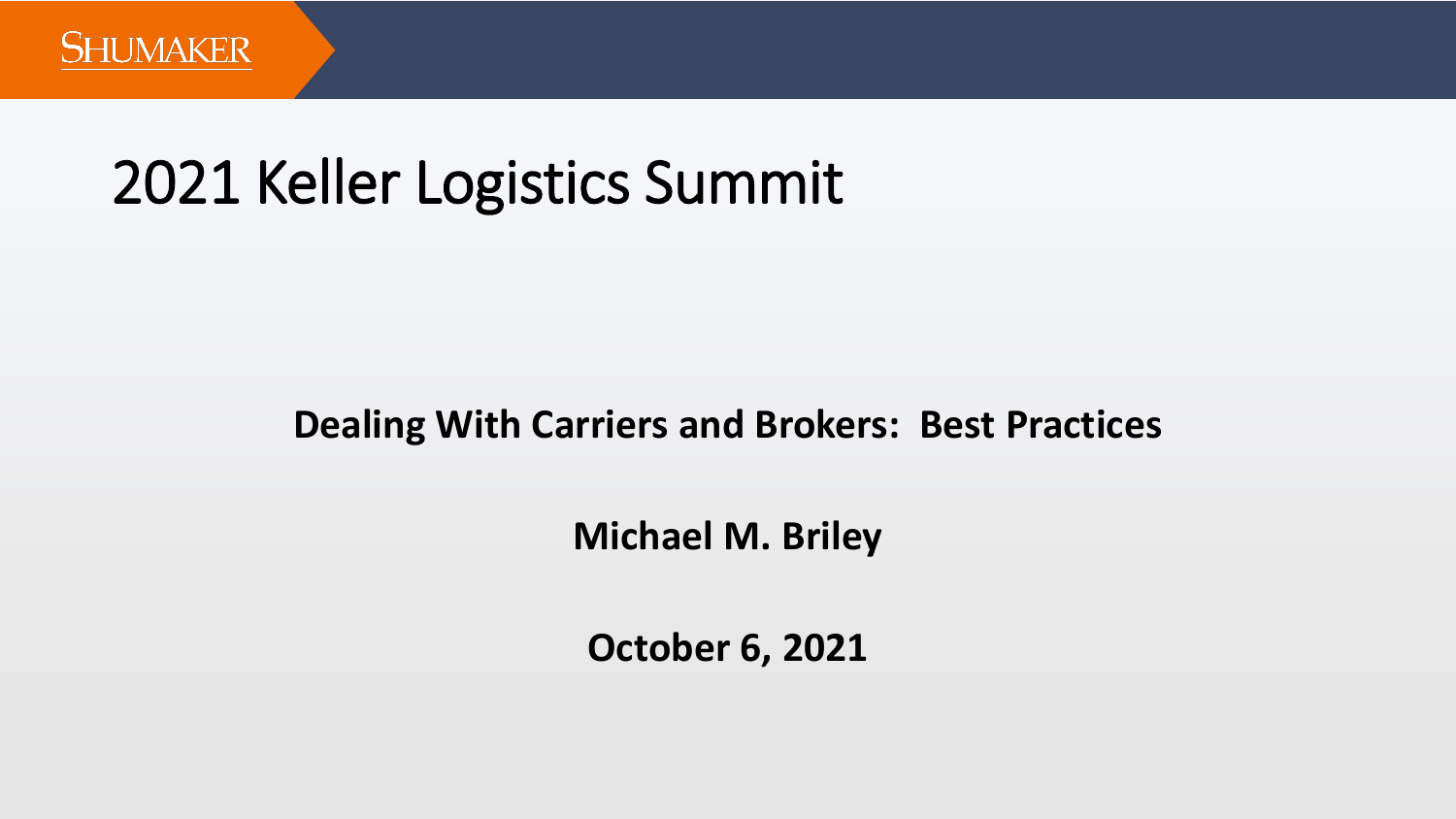SHUMAKER

# 2021 Keller Logistics Summit

**Dealing With Carriers and Brokers: Best Practices**

**Michael M. Briley**

**October 6, 2021**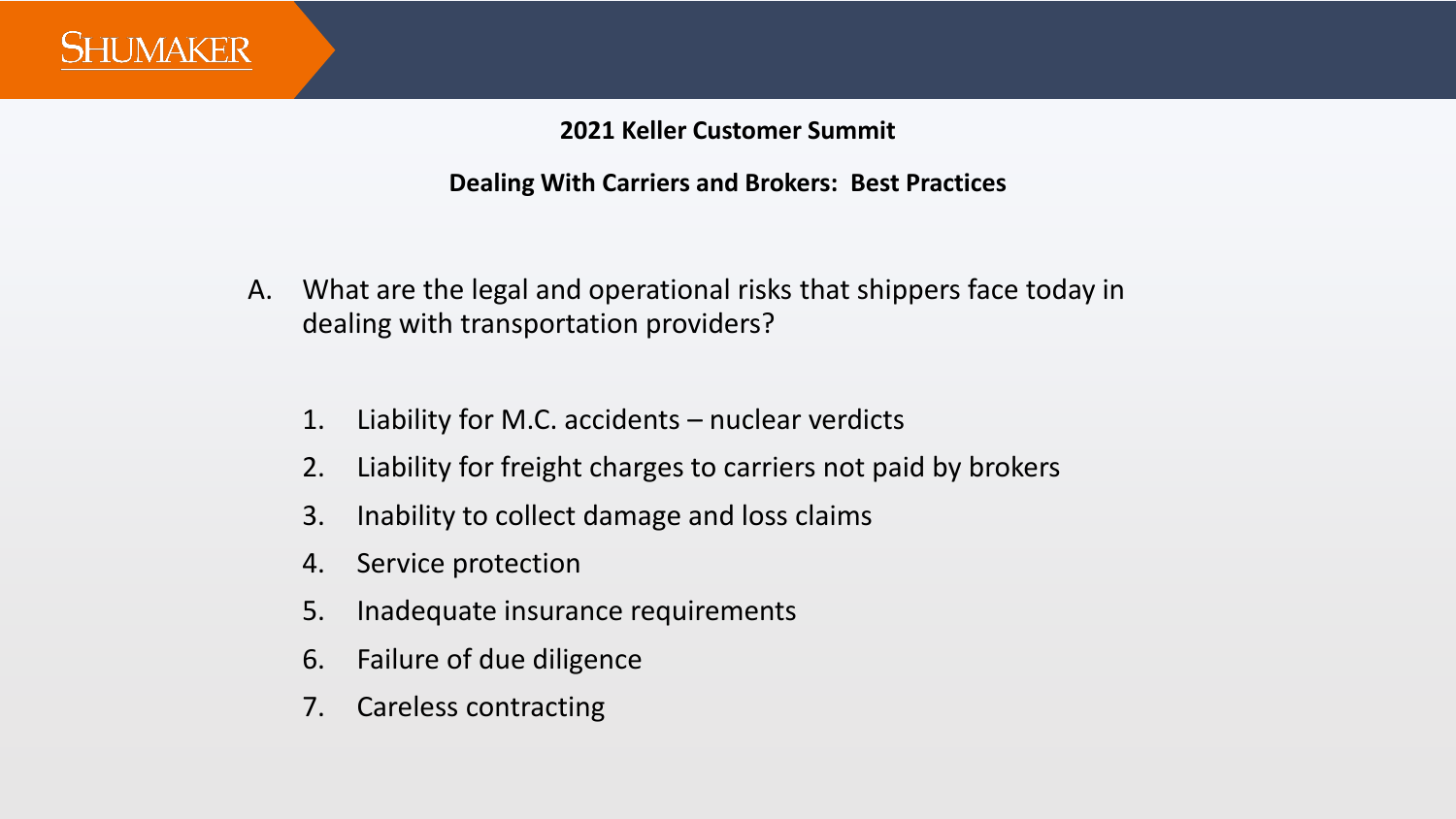**2021 Keller Customer Summit**

**Dealing With Carriers and Brokers: Best Practices**

A. What are the legal and operational risks that shippers face today in dealing with transportation providers?

1. Liability for M.C. accidents – nuclear verdicts
2. Liability for freight charges to carriers not paid by brokers
3. Inability to collect damage and loss claims
4. Service protection
5. Inadequate insurance requirements
6. Failure of due diligence
7. Careless contracting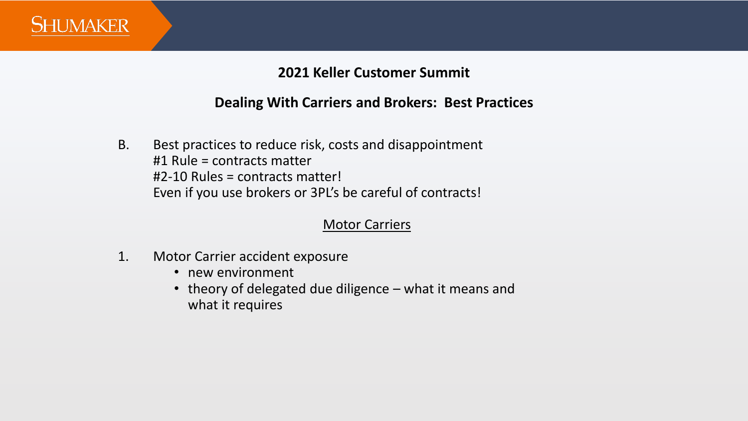**2021 Keller Customer Summit**

**Dealing With Carriers and Brokers: Best Practices**

B. Best practices to reduce risk, costs and disappointment
#1 Rule = contracts matter
#2-10 Rules = contracts matter!
Even if you use brokers or 3PL's be careful of contracts!

<u>Motor Carriers</u>

1. Motor Carrier accident exposure
    - new environment
    - theory of delegated due diligence – what it means and what it requires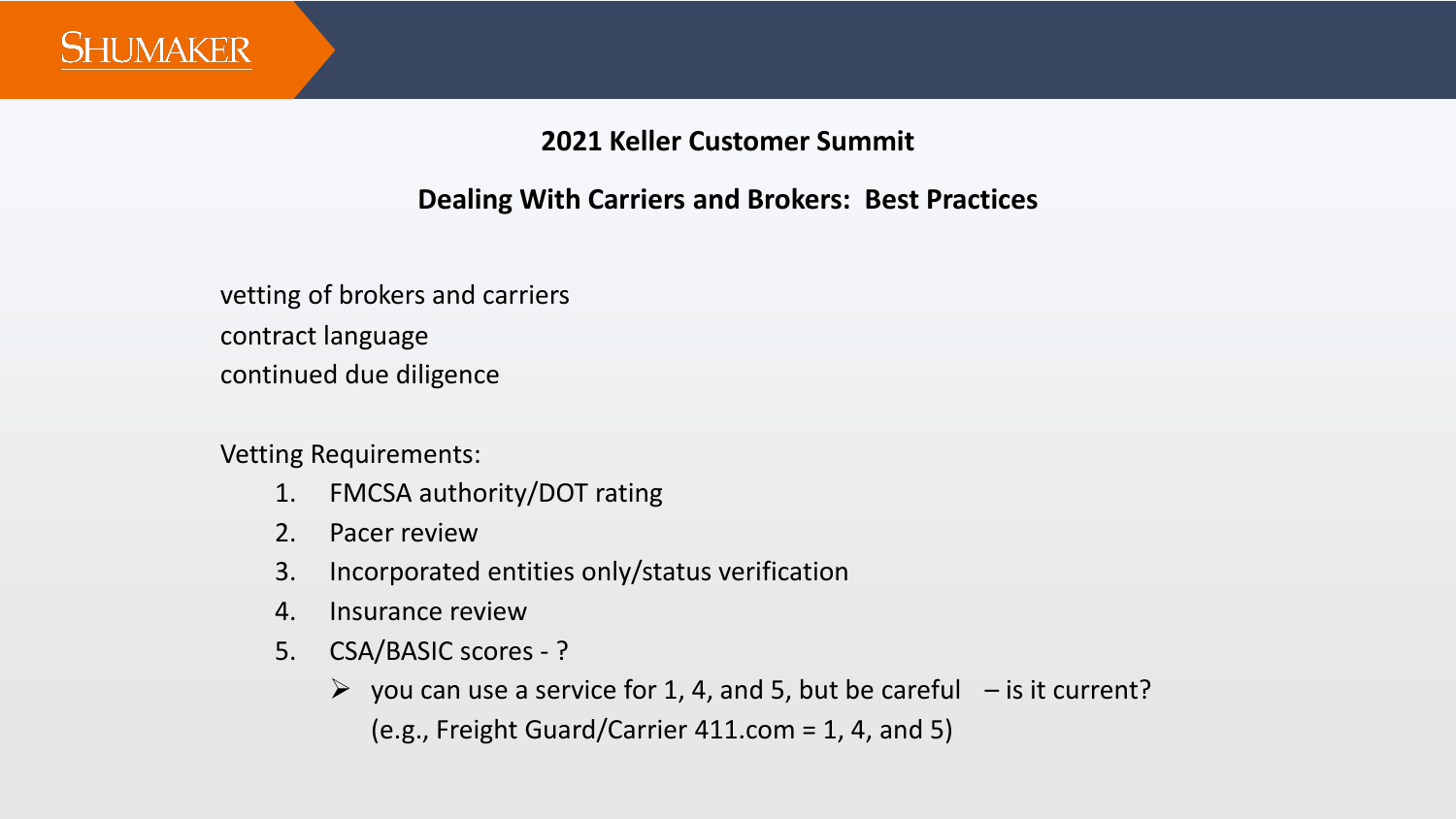**2021 Keller Customer Summit**

**Dealing With Carriers and Brokers: Best Practices**

vetting of brokers and carriers
contract language
continued due diligence

Vetting Requirements:

1. FMCSA authority/DOT rating
2. Pacer review
3. Incorporated entities only/status verification
4. Insurance review
5. CSA/BASIC scores - ?
   - you can use a service for 1, 4, and 5, but be careful – is it current? (e.g., Freight Guard/Carrier 411.com = 1, 4, and 5)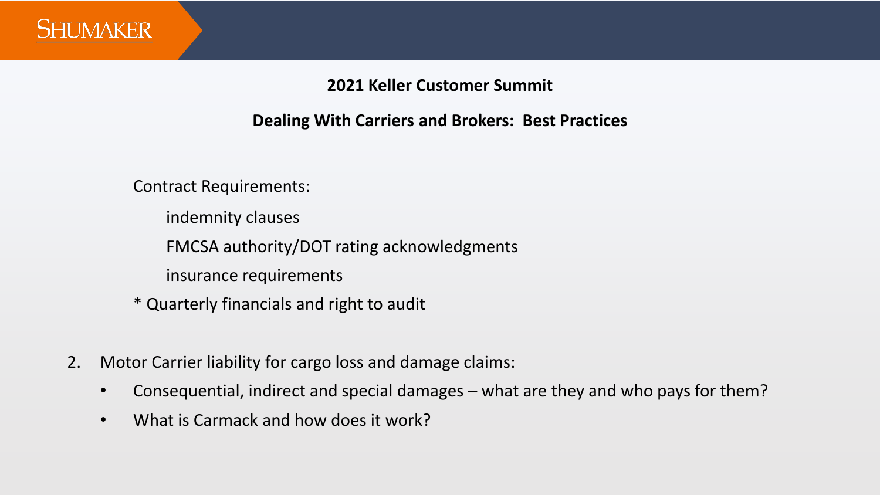**2021 Keller Customer Summit**

**Dealing With Carriers and Brokers: Best Practices**

Contract Requirements:

- indemnity clauses
- FMCSA authority/DOT rating acknowledgments
- insurance requirements

\* Quarterly financials and right to audit

2. Motor Carrier liability for cargo loss and damage claims:
   - Consequential, indirect and special damages – what are they and who pays for them?
   - What is Carmack and how does it work?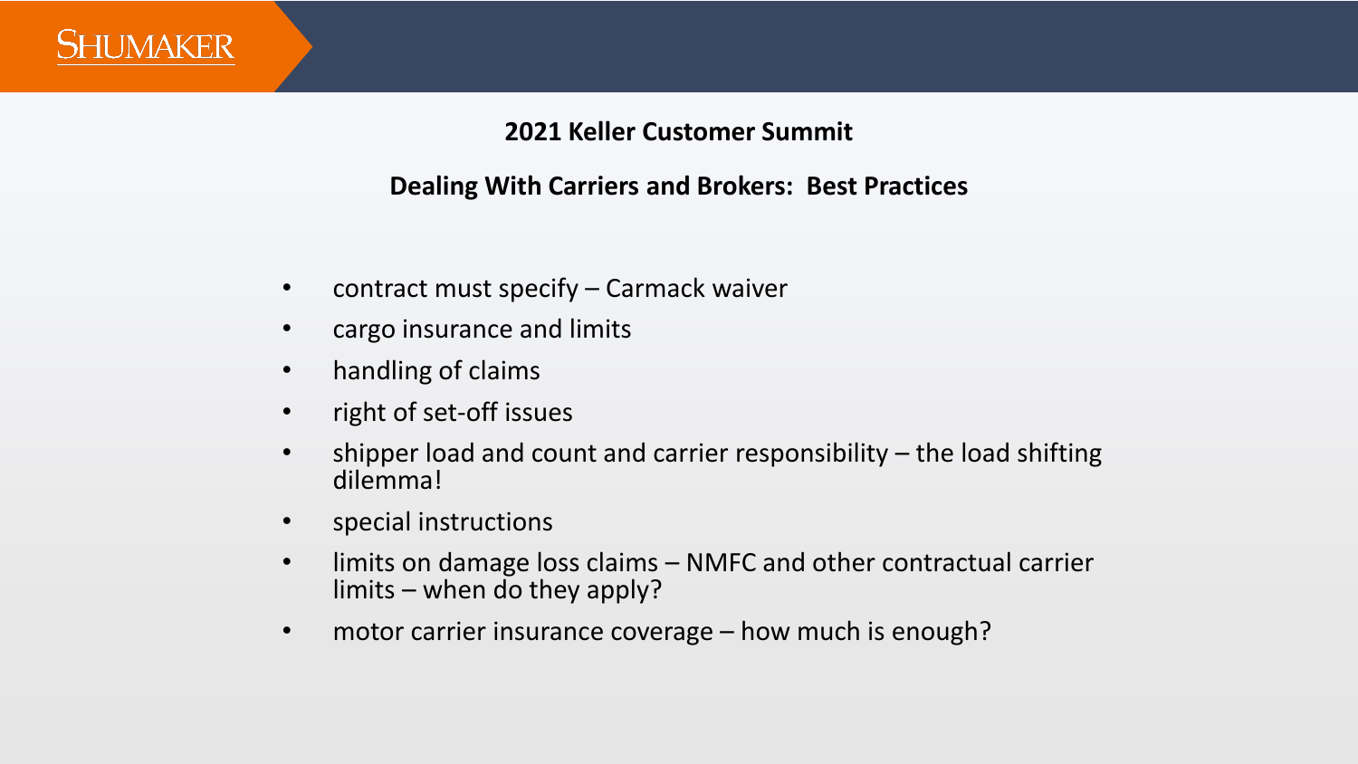## 2021 Keller Customer Summit

## Dealing With Carriers and Brokers: Best Practices

- contract must specify – Carmack waiver
- cargo insurance and limits
- handling of claims
- right of set-off issues
- shipper load and count and carrier responsibility – the load shifting dilemma!
- special instructions
- limits on damage loss claims – NMFC and other contractual carrier limits – when do they apply?
- motor carrier insurance coverage – how much is enough?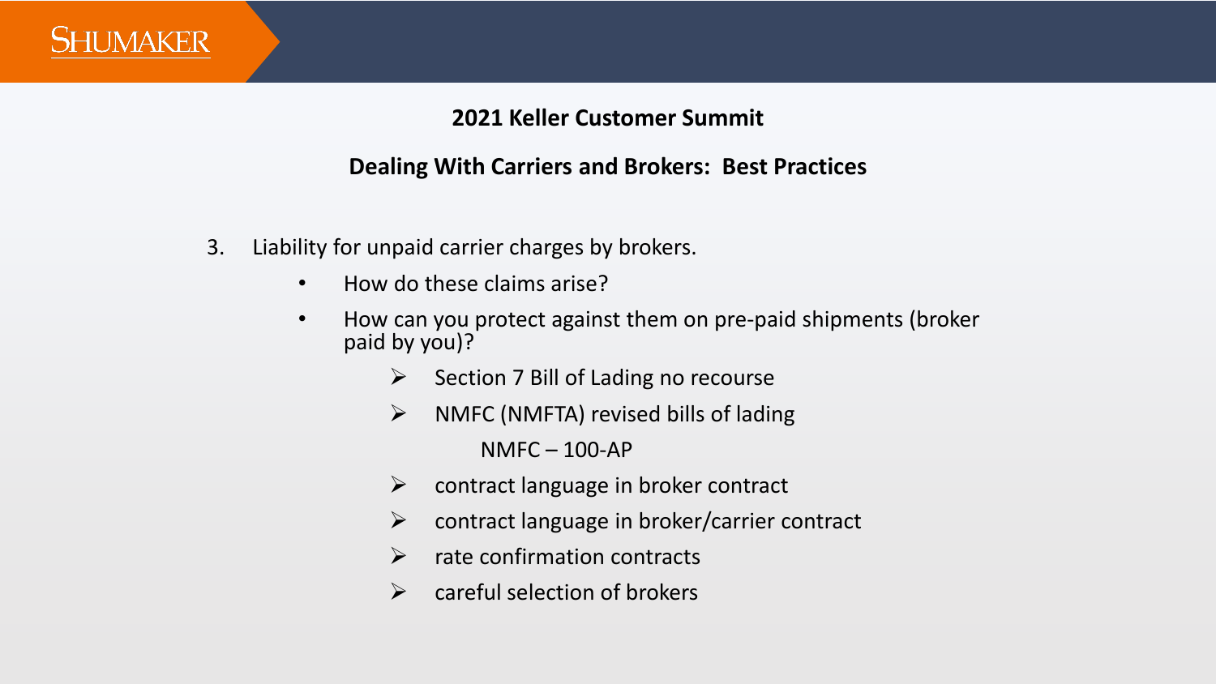## 2021 Keller Customer Summit

## Dealing With Carriers and Brokers: Best Practices

3. Liability for unpaid carrier charges by brokers.
   - How do these claims arise?
   - How can you protect against them on pre-paid shipments (broker paid by you)?
     - Section 7 Bill of Lading no recourse
     - NMFC (NMFTA) revised bills of lading

       NMFC – 100-AP
     - contract language in broker contract
     - contract language in broker/carrier contract
     - rate confirmation contracts
     - careful selection of brokers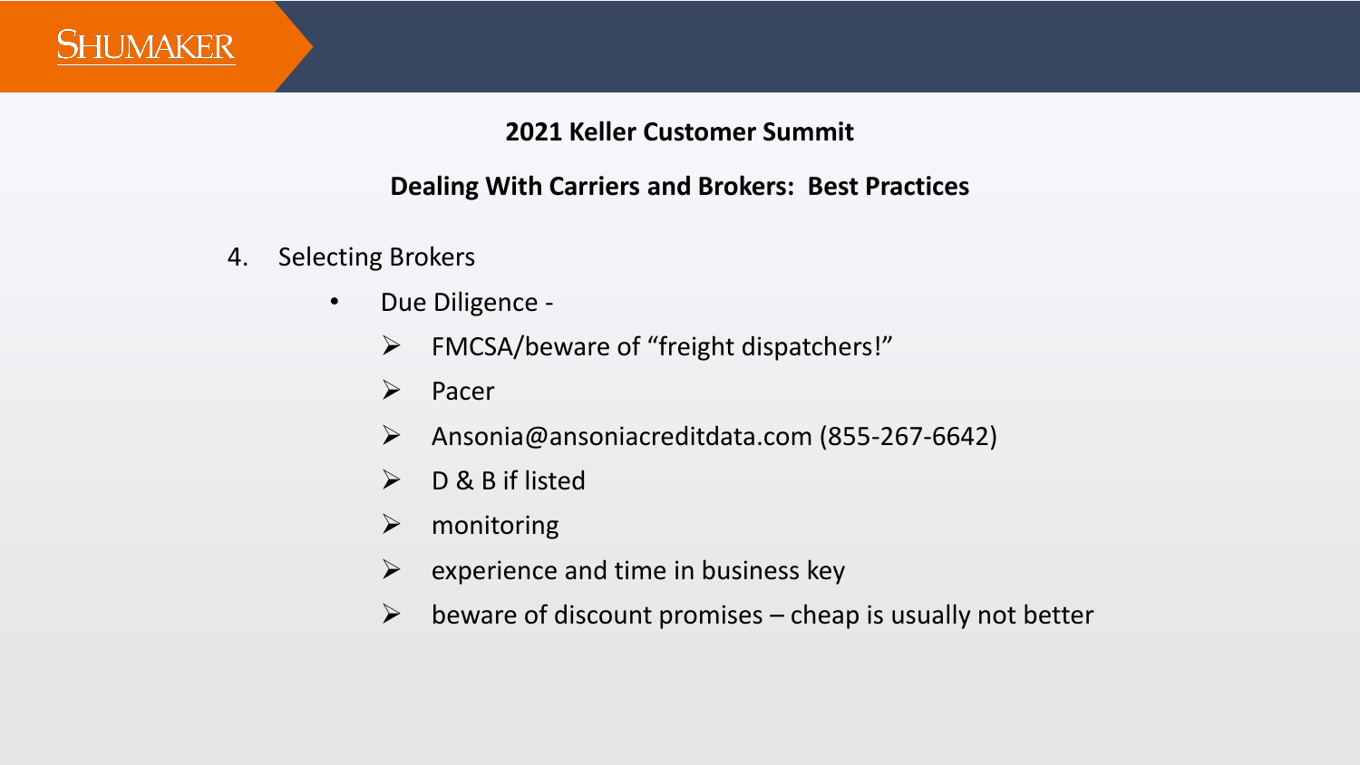## 2021 Keller Customer Summit

## Dealing With Carriers and Brokers: Best Practices

4. Selecting Brokers
   - Due Diligence -
     - FMCSA/beware of “freight dispatchers!”
     - Pacer
     - Ansonia@ansoniacreditdata.com (855-267-6642)
     - D & B if listed
     - monitoring
     - experience and time in business key
     - beware of discount promises – cheap is usually not better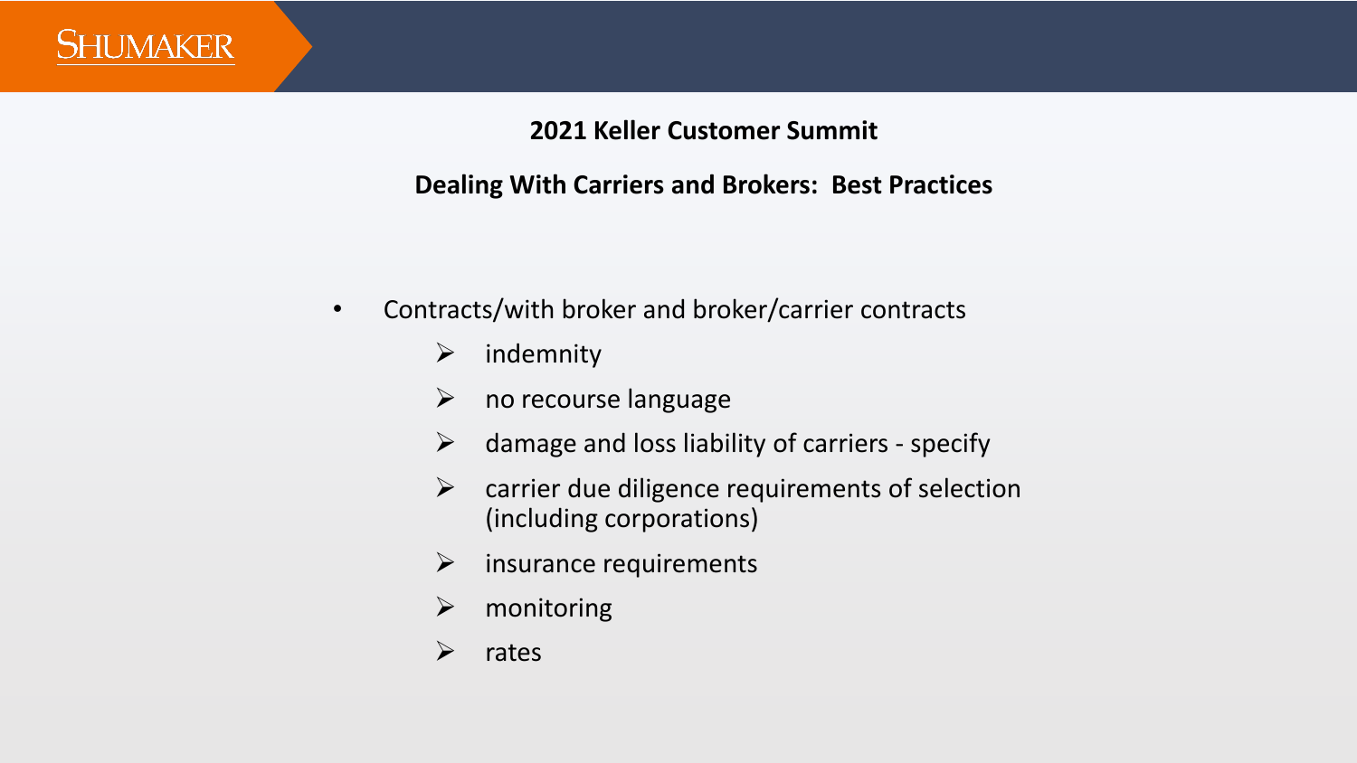**2021 Keller Customer Summit**

**Dealing With Carriers and Brokers: Best Practices**

- Contracts/with broker and broker/carrier contracts
  - indemnity
  - no recourse language
  - damage and loss liability of carriers - specify
  - carrier due diligence requirements of selection (including corporations)
  - insurance requirements
  - monitoring
  - rates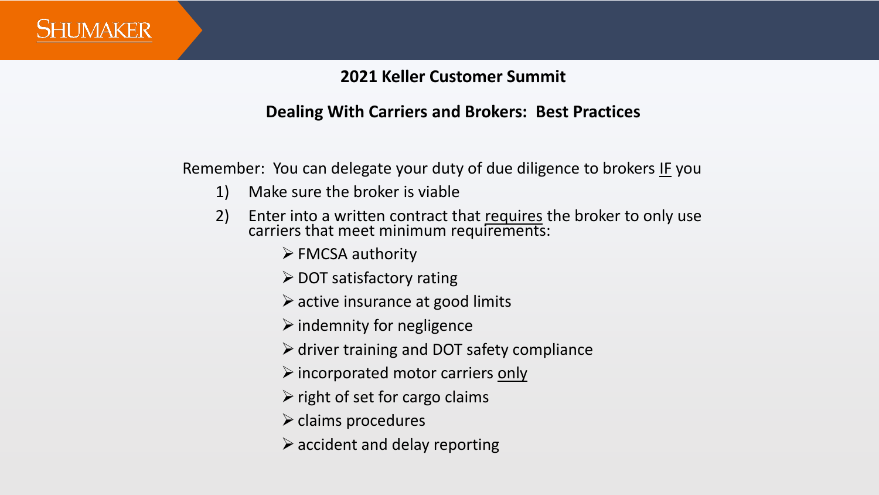## 2021 Keller Customer Summit

## Dealing With Carriers and Brokers: Best Practices

Remember: You can delegate your duty of due diligence to brokers IF you

1) Make sure the broker is viable
2) Enter into a written contract that requires the broker to only use carriers that meet minimum requirements:
   - FMCSA authority
   - DOT satisfactory rating
   - active insurance at good limits
   - indemnity for negligence
   - driver training and DOT safety compliance
   - incorporated motor carriers only
   - right of set for cargo claims
   - claims procedures
   - accident and delay reporting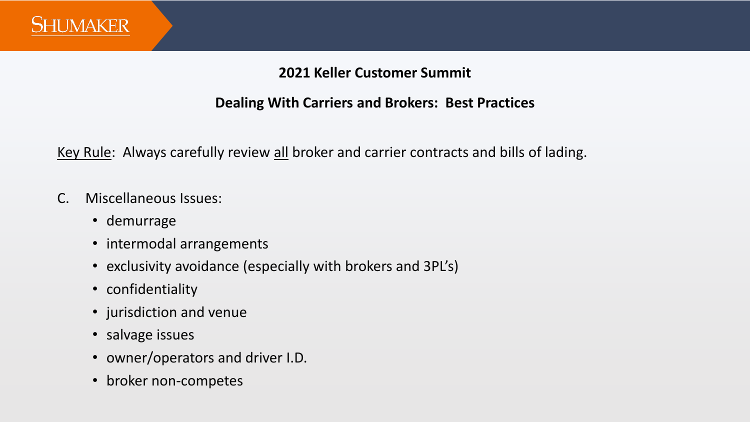**2021 Keller Customer Summit**

**Dealing With Carriers and Brokers: Best Practices**

Key Rule: Always carefully review all broker and carrier contracts and bills of lading.

C. Miscellaneous Issues:

- demurrage
- intermodal arrangements
- exclusivity avoidance (especially with brokers and 3PL's)
- confidentiality
- jurisdiction and venue
- salvage issues
- owner/operators and driver I.D.
- broker non-competes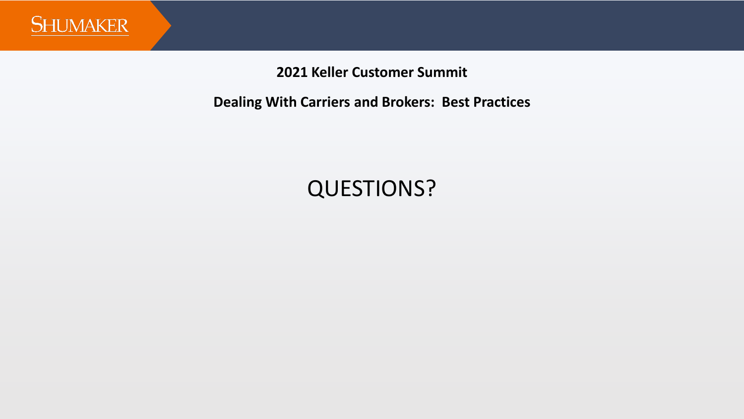**2021 Keller Customer Summit**

**Dealing With Carriers and Brokers: Best Practices**

# QUESTIONS?